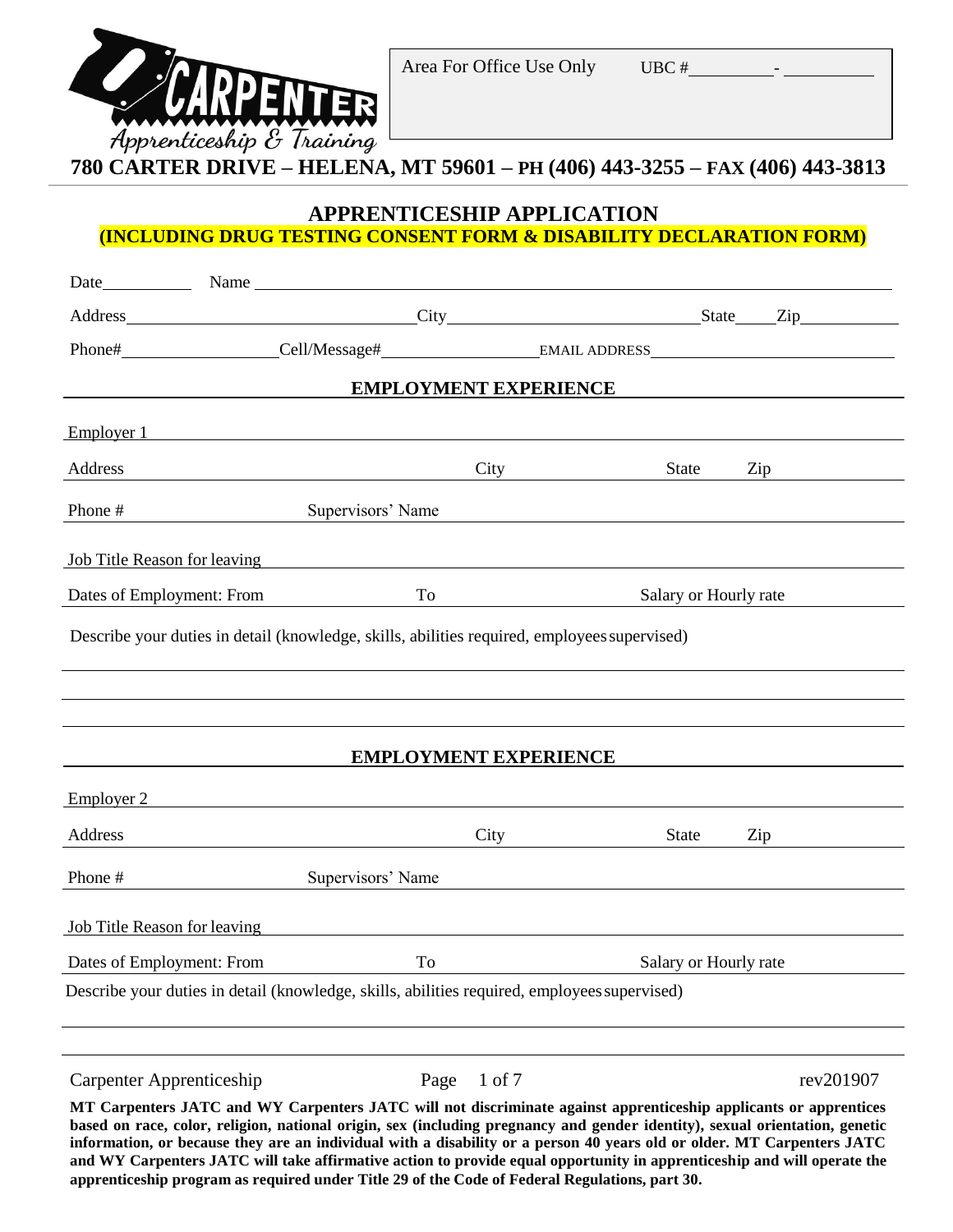CARPENTER Apprenticeship & Training

Area For Office Use Only UBC #_________-_________

**780 CARTER DRIVE – HELENA, MT 59601 – PH (406) 443-3255 – FAX (406) 443-3813**

## APPRENTICESHIP APPLICATION

**(INCLUDING DRUG TESTING CONSENT FORM & DISABILITY DECLARATION FORM)**

Date__________ Name ______________________________________________

Address______________________________City__________________________State_____Zip__________

Phone#_________________Cell/Message#_________________EMAIL ADDRESS__________________________

### EMPLOYMENT EXPERIENCE

Employer 1 ______________________________________________

Address ____________________ City ____________ State ______ Zip ______

Phone # ____________ Supervisors' Name ______________________________

Job Title Reason for leaving ______________________________________________

Dates of Employment: From ____________ To ____________ Salary or Hourly rate ____________

Describe your duties in detail (knowledge, skills, abilities required, employees supervised)

______________________________________________

______________________________________________

______________________________________________

### EMPLOYMENT EXPERIENCE

Employer 2 ______________________________________________

Address ____________________ City ____________ State ______ Zip ______

Phone # ____________ Supervisors' Name ______________________________

Job Title Reason for leaving ______________________________________________

Dates of Employment: From ____________ To ____________ Salary or Hourly rate ____________

Describe your duties in detail (knowledge, skills, abilities required, employees supervised)

______________________________________________

______________________________________________

Carpenter Apprenticeship rev201907

**MT Carpenters JATC and WY Carpenters JATC will not discriminate against apprenticeship applicants or apprentices based on race, color, religion, national origin, sex (including pregnancy and gender identity), sexual orientation, genetic information, or because they are an individual with a disability or a person 40 years old or older. MT Carpenters JATC and WY Carpenters JATC will take affirmative action to provide equal opportunity in apprenticeship and will operate the apprenticeship program as required under Title 29 of the Code of Federal Regulations, part 30.**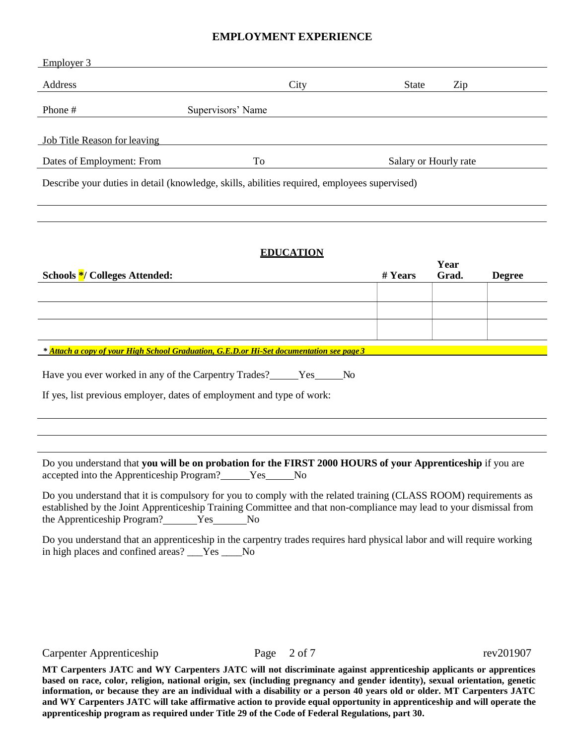## EMPLOYMENT EXPERIENCE

Employer 3 ______________________________________________

Address ______________ City ______________ State ______ Zip ______

Phone # ______________ Supervisors' Name ______________________

Job Title Reason for leaving ______________________________________

Dates of Employment: From ______________ To ______________ Salary or Hourly rate ______________

Describe your duties in detail (knowledge, skills, abilities required, employees supervised)

______________________________________________

______________________________________________

## EDUCATION

| Schools */ Colleges Attended: | # Years | Year Grad. | Degree |
|---|---|---|---|
| | | | |
| | | | |
| | | | |

***\* Attach a copy of your High School Graduation, G.E.D.or Hi-Set documentation see page 3***

Have you ever worked in any of the Carpentry Trades?\_\_\_\_\_\_Yes\_\_\_\_\_\_No

If yes, list previous employer, dates of employment and type of work:

______________________________________________

______________________________________________

______________________________________________

Do you understand that **you will be on probation for the FIRST 2000 HOURS of your Apprenticeship** if you are accepted into the Apprenticeship Program?\_\_\_\_\_\_Yes\_\_\_\_\_\_No

Do you understand that it is compulsory for you to comply with the related training (CLASS ROOM) requirements as established by the Joint Apprenticeship Training Committee and that non-compliance may lead to your dismissal from the Apprenticeship Program?\_\_\_\_\_\_\_Yes\_\_\_\_\_\_\_No

Do you understand that an apprenticeship in the carpentry trades requires hard physical labor and will require working in high places and confined areas? \_\_\_Yes \_\_\_\_No

**MT Carpenters JATC and WY Carpenters JATC will not discriminate against apprenticeship applicants or apprentices based on race, color, religion, national origin, sex (including pregnancy and gender identity), sexual orientation, genetic information, or because they are an individual with a disability or a person 40 years old or older. MT Carpenters JATC and WY Carpenters JATC will take affirmative action to provide equal opportunity in apprenticeship and will operate the apprenticeship program as required under Title 29 of the Code of Federal Regulations, part 30.**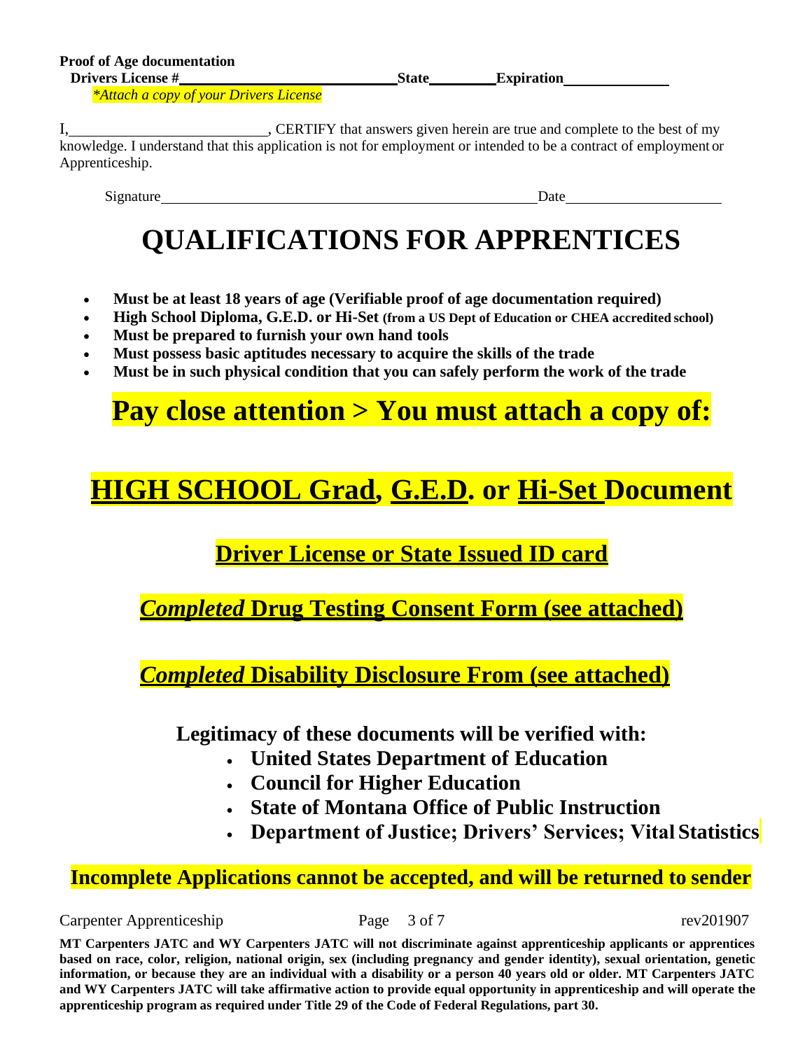**Proof of Age documentation**

**Drivers License #**\_\_\_\_\_\_\_\_\_\_\_\_\_\_\_\_\_\_\_\_\_\_\_\_\_\_\_\_ **State**\_\_\_\_\_\_\_\_ **Expiration**\_\_\_\_\_\_\_\_\_\_\_\_\_\_

*\*Attach a copy of your Drivers License*

I,\_\_\_\_\_\_\_\_\_\_\_\_\_\_\_\_\_\_\_\_\_\_\_\_\_\_\_, CERTIFY that answers given herein are true and complete to the best of my knowledge. I understand that this application is not for employment or intended to be a contract of employment or Apprenticeship.

Signature\_\_\_\_\_\_\_\_\_\_\_\_\_\_\_\_\_\_\_\_\_\_\_\_\_\_\_\_\_\_\_\_\_\_\_\_\_\_\_\_\_\_\_\_\_\_\_\_\_\_\_\_ Date\_\_\_\_\_\_\_\_\_\_\_\_\_\_\_\_\_\_\_\_\_

# QUALIFICATIONS FOR APPRENTICES

- **Must be at least 18 years of age (Verifiable proof of age documentation required)**
- **High School Diploma, G.E.D. or Hi-Set (from a US Dept of Education or CHEA accredited school)**
- **Must be prepared to furnish your own hand tools**
- **Must possess basic aptitudes necessary to acquire the skills of the trade**
- **Must be in such physical condition that you can safely perform the work of the trade**

## Pay close attention > You must attach a copy of:

## HIGH SCHOOL Grad, G.E.D. or Hi-Set Document

### Driver License or State Issued ID card

### *Completed* Drug Testing Consent Form (see attached)

### *Completed* Disability Disclosure From (see attached)

**Legitimacy of these documents will be verified with:**

- **United States Department of Education**
- **Council for Higher Education**
- **State of Montana Office of Public Instruction**
- **Department of Justice; Drivers' Services; Vital Statistics**

**Incomplete Applications cannot be accepted, and will be returned to sender**

**MT Carpenters JATC and WY Carpenters JATC will not discriminate against apprenticeship applicants or apprentices based on race, color, religion, national origin, sex (including pregnancy and gender identity), sexual orientation, genetic information, or because they are an individual with a disability or a person 40 years old or older. MT Carpenters JATC and WY Carpenters JATC will take affirmative action to provide equal opportunity in apprenticeship and will operate the apprenticeship program as required under Title 29 of the Code of Federal Regulations, part 30.**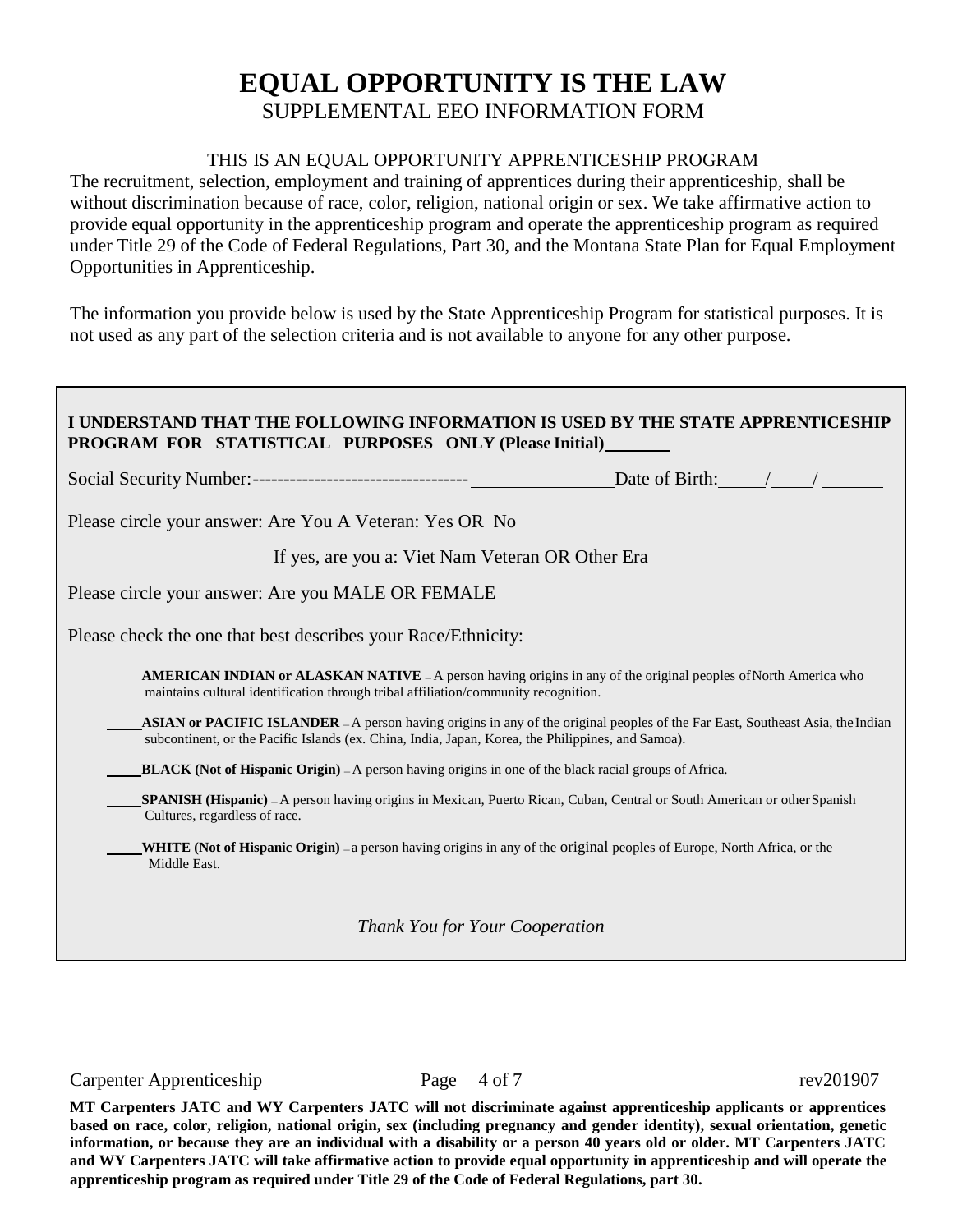# EQUAL OPPORTUNITY IS THE LAW

SUPPLEMENTAL EEO INFORMATION FORM

THIS IS AN EQUAL OPPORTUNITY APPRENTICESHIP PROGRAM

The recruitment, selection, employment and training of apprentices during their apprenticeship, shall be without discrimination because of race, color, religion, national origin or sex. We take affirmative action to provide equal opportunity in the apprenticeship program and operate the apprenticeship program as required under Title 29 of the Code of Federal Regulations, Part 30, and the Montana State Plan for Equal Employment Opportunities in Apprenticeship.

The information you provide below is used by the State Apprenticeship Program for statistical purposes. It is not used as any part of the selection criteria and is not available to anyone for any other purpose.

**I UNDERSTAND THAT THE FOLLOWING INFORMATION IS USED BY THE STATE APPRENTICESHIP PROGRAM FOR STATISTICAL PURPOSES ONLY (Please Initial)\_\_\_\_\_\_\_\_**

Social Security Number:----------------------------------- \_\_\_\_\_\_\_\_\_\_\_\_\_\_\_\_ Date of Birth: \_\_\_\_\_/\_\_\_\_/\_\_\_\_\_\_\_

Please circle your answer: Are You A Veteran: Yes OR No

If yes, are you a: Viet Nam Veteran OR Other Era

Please circle your answer: Are you MALE OR FEMALE

Please check the one that best describes your Race/Ethnicity:

\_\_\_\_\_ **AMERICAN INDIAN or ALASKAN NATIVE** – A person having origins in any of the original peoples of North America who maintains cultural identification through tribal affiliation/community recognition.

\_\_\_\_\_ **ASIAN or PACIFIC ISLANDER** – A person having origins in any of the original peoples of the Far East, Southeast Asia, the Indian subcontinent, or the Pacific Islands (ex. China, India, Japan, Korea, the Philippines, and Samoa).

\_\_\_\_\_ **BLACK (Not of Hispanic Origin)** – A person having origins in one of the black racial groups of Africa.

\_\_\_\_\_ **SPANISH (Hispanic)** – A person having origins in Mexican, Puerto Rican, Cuban, Central or South American or other Spanish Cultures, regardless of race.

\_\_\_\_\_ **WHITE (Not of Hispanic Origin)** – a person having origins in any of the original peoples of Europe, North Africa, or the Middle East.

*Thank You for Your Cooperation*

Carpenter Apprenticeship rev201907

**MT Carpenters JATC and WY Carpenters JATC will not discriminate against apprenticeship applicants or apprentices based on race, color, religion, national origin, sex (including pregnancy and gender identity), sexual orientation, genetic information, or because they are an individual with a disability or a person 40 years old or older. MT Carpenters JATC and WY Carpenters JATC will take affirmative action to provide equal opportunity in apprenticeship and will operate the apprenticeship program as required under Title 29 of the Code of Federal Regulations, part 30.**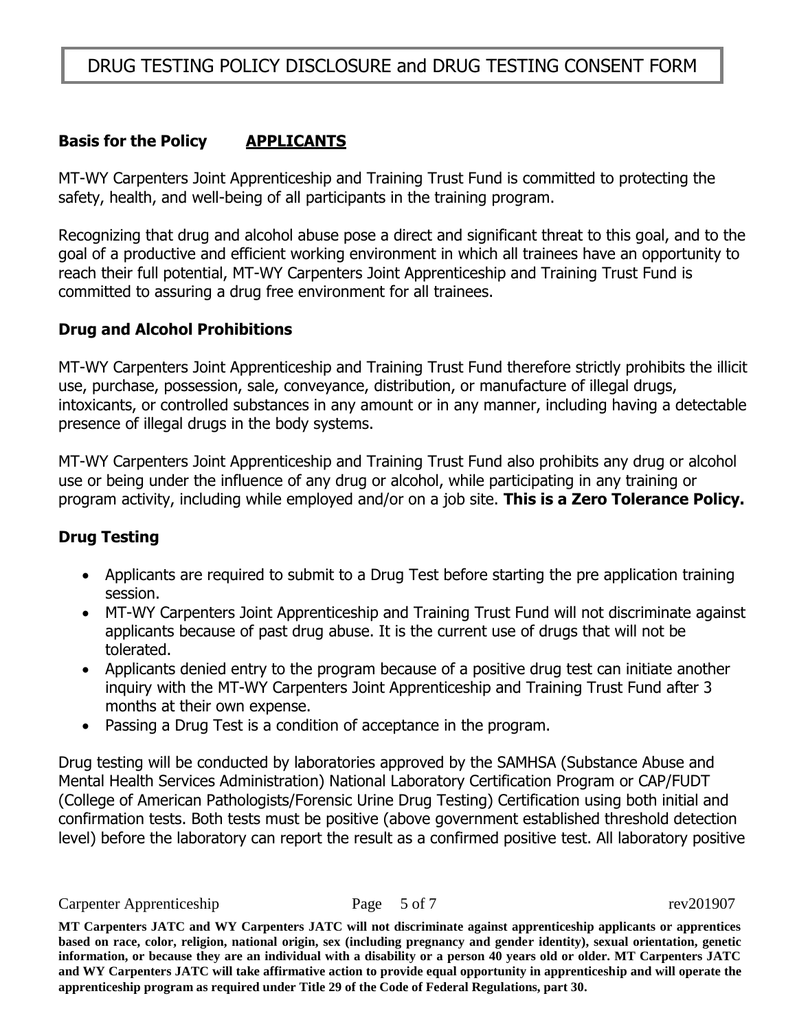# DRUG TESTING POLICY DISCLOSURE and DRUG TESTING CONSENT FORM

**Basis for the Policy** **<u>APPLICANTS</u>**

MT-WY Carpenters Joint Apprenticeship and Training Trust Fund is committed to protecting the safety, health, and well-being of all participants in the training program.

Recognizing that drug and alcohol abuse pose a direct and significant threat to this goal, and to the goal of a productive and efficient working environment in which all trainees have an opportunity to reach their full potential, MT-WY Carpenters Joint Apprenticeship and Training Trust Fund is committed to assuring a drug free environment for all trainees.

**Drug and Alcohol Prohibitions**

MT-WY Carpenters Joint Apprenticeship and Training Trust Fund therefore strictly prohibits the illicit use, purchase, possession, sale, conveyance, distribution, or manufacture of illegal drugs, intoxicants, or controlled substances in any amount or in any manner, including having a detectable presence of illegal drugs in the body systems.

MT-WY Carpenters Joint Apprenticeship and Training Trust Fund also prohibits any drug or alcohol use or being under the influence of any drug or alcohol, while participating in any training or program activity, including while employed and/or on a job site. **This is a Zero Tolerance Policy.**

**Drug Testing**

- Applicants are required to submit to a Drug Test before starting the pre application training session.
- MT-WY Carpenters Joint Apprenticeship and Training Trust Fund will not discriminate against applicants because of past drug abuse. It is the current use of drugs that will not be tolerated.
- Applicants denied entry to the program because of a positive drug test can initiate another inquiry with the MT-WY Carpenters Joint Apprenticeship and Training Trust Fund after 3 months at their own expense.
- Passing a Drug Test is a condition of acceptance in the program.

Drug testing will be conducted by laboratories approved by the SAMHSA (Substance Abuse and Mental Health Services Administration) National Laboratory Certification Program or CAP/FUDT (College of American Pathologists/Forensic Urine Drug Testing) Certification using both initial and confirmation tests. Both tests must be positive (above government established threshold detection level) before the laboratory can report the result as a confirmed positive test. All laboratory positive

**MT Carpenters JATC and WY Carpenters JATC will not discriminate against apprenticeship applicants or apprentices based on race, color, religion, national origin, sex (including pregnancy and gender identity), sexual orientation, genetic information, or because they are an individual with a disability or a person 40 years old or older. MT Carpenters JATC and WY Carpenters JATC will take affirmative action to provide equal opportunity in apprenticeship and will operate the apprenticeship program as required under Title 29 of the Code of Federal Regulations, part 30.**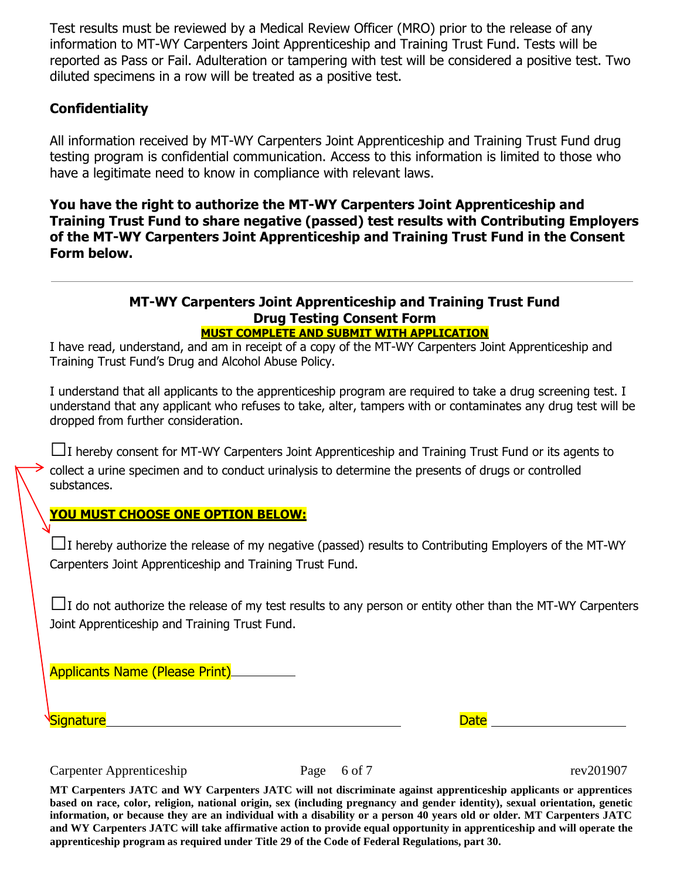Test results must be reviewed by a Medical Review Officer (MRO) prior to the release of any information to MT-WY Carpenters Joint Apprenticeship and Training Trust Fund. Tests will be reported as Pass or Fail. Adulteration or tampering with test will be considered a positive test. Two diluted specimens in a row will be treated as a positive test.

### Confidentiality

All information received by MT-WY Carpenters Joint Apprenticeship and Training Trust Fund drug testing program is confidential communication. Access to this information is limited to those who have a legitimate need to know in compliance with relevant laws.

**You have the right to authorize the MT-WY Carpenters Joint Apprenticeship and Training Trust Fund to share negative (passed) test results with Contributing Employers of the MT-WY Carpenters Joint Apprenticeship and Training Trust Fund in the Consent Form below.**

---

## MT-WY Carpenters Joint Apprenticeship and Training Trust Fund
## Drug Testing Consent Form

**MUST COMPLETE AND SUBMIT WITH APPLICATION**

I have read, understand, and am in receipt of a copy of the MT-WY Carpenters Joint Apprenticeship and Training Trust Fund's Drug and Alcohol Abuse Policy.

I understand that all applicants to the apprenticeship program are required to take a drug screening test. I understand that any applicant who refuses to take, alter, tampers with or contaminates any drug test will be dropped from further consideration.

☐I hereby consent for MT-WY Carpenters Joint Apprenticeship and Training Trust Fund or its agents to collect a urine specimen and to conduct urinalysis to determine the presents of drugs or controlled substances.

**YOU MUST CHOOSE ONE OPTION BELOW:**

☐I hereby authorize the release of my negative (passed) results to Contributing Employers of the MT-WY Carpenters Joint Apprenticeship and Training Trust Fund.

☐I do not authorize the release of my test results to any person or entity other than the MT-WY Carpenters Joint Apprenticeship and Training Trust Fund.

Applicants Name (Please Print)__________

Signature______________________________ Date ________________

Carpenter Apprenticeship rev201907

**MT Carpenters JATC and WY Carpenters JATC will not discriminate against apprenticeship applicants or apprentices based on race, color, religion, national origin, sex (including pregnancy and gender identity), sexual orientation, genetic information, or because they are an individual with a disability or a person 40 years old or older. MT Carpenters JATC and WY Carpenters JATC will take affirmative action to provide equal opportunity in apprenticeship and will operate the apprenticeship program as required under Title 29 of the Code of Federal Regulations, part 30.**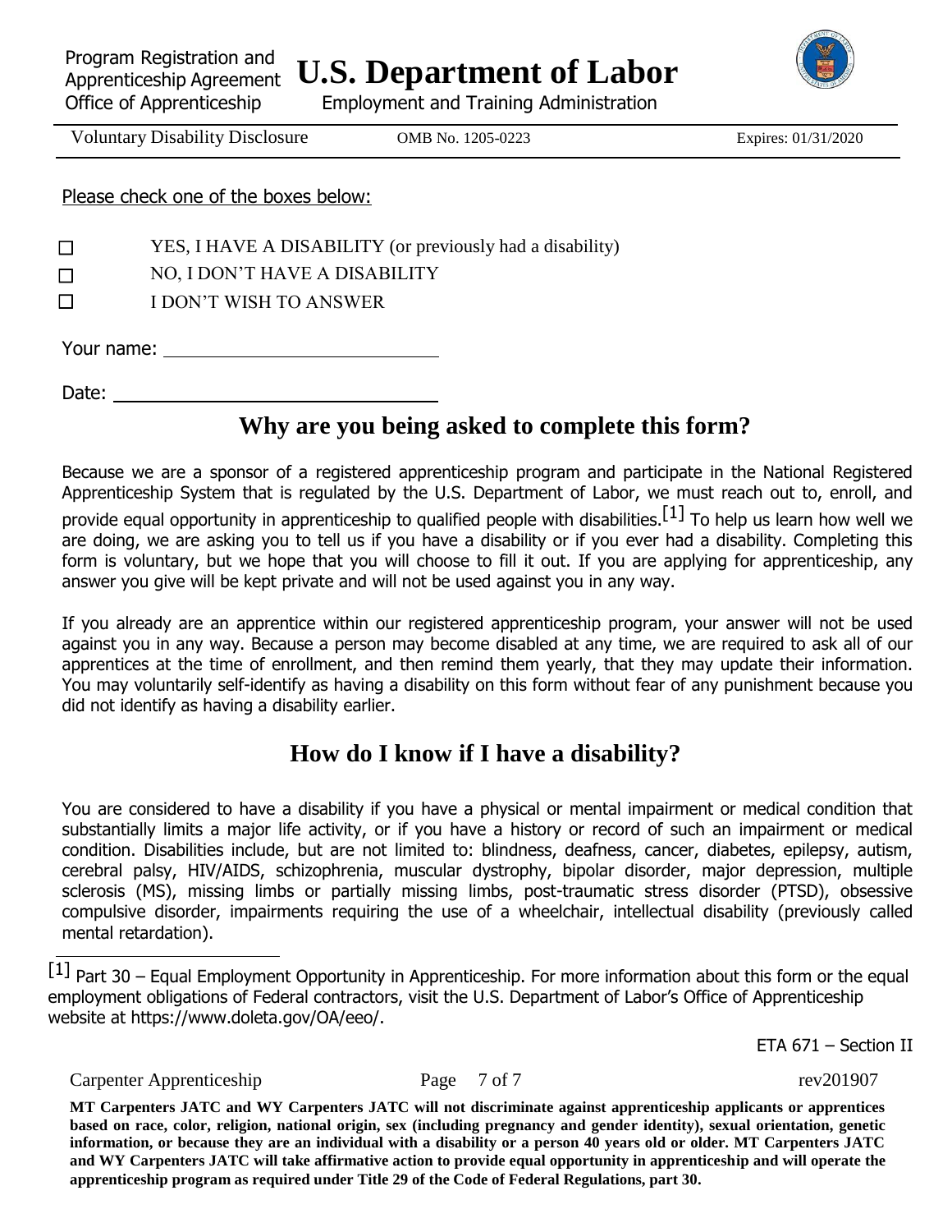Program Registration and Apprenticeship Agreement
Office of Apprenticeship

# U.S. Department of Labor

Employment and Training Administration

Voluntary Disability Disclosure | OMB No. 1205-0223 | Expires: 01/31/2020

Please check one of the boxes below:

☐ YES, I HAVE A DISABILITY (or previously had a disability)

☐ NO, I DON'T HAVE A DISABILITY

☐ I DON'T WISH TO ANSWER

Your name: ____________________________

Date: ____________________________

## Why are you being asked to complete this form?

Because we are a sponsor of a registered apprenticeship program and participate in the National Registered Apprenticeship System that is regulated by the U.S. Department of Labor, we must reach out to, enroll, and provide equal opportunity in apprenticeship to qualified people with disabilities.[1] To help us learn how well we are doing, we are asking you to tell us if you have a disability or if you ever had a disability. Completing this form is voluntary, but we hope that you will choose to fill it out. If you are applying for apprenticeship, any answer you give will be kept private and will not be used against you in any way.

If you already are an apprentice within our registered apprenticeship program, your answer will not be used against you in any way. Because a person may become disabled at any time, we are required to ask all of our apprentices at the time of enrollment, and then remind them yearly, that they may update their information. You may voluntarily self-identify as having a disability on this form without fear of any punishment because you did not identify as having a disability earlier.

## How do I know if I have a disability?

You are considered to have a disability if you have a physical or mental impairment or medical condition that substantially limits a major life activity, or if you have a history or record of such an impairment or medical condition. Disabilities include, but are not limited to: blindness, deafness, cancer, diabetes, epilepsy, autism, cerebral palsy, HIV/AIDS, schizophrenia, muscular dystrophy, bipolar disorder, major depression, multiple sclerosis (MS), missing limbs or partially missing limbs, post-traumatic stress disorder (PTSD), obsessive compulsive disorder, impairments requiring the use of a wheelchair, intellectual disability (previously called mental retardation).

[1] Part 30 – Equal Employment Opportunity in Apprenticeship. For more information about this form or the equal employment obligations of Federal contractors, visit the U.S. Department of Labor's Office of Apprenticeship website at https://www.doleta.gov/OA/eeo/.

ETA 671 – Section II

Carpenter Apprenticeship | rev201907

**MT Carpenters JATC and WY Carpenters JATC will not discriminate against apprenticeship applicants or apprentices based on race, color, religion, national origin, sex (including pregnancy and gender identity), sexual orientation, genetic information, or because they are an individual with a disability or a person 40 years old or older. MT Carpenters JATC and WY Carpenters JATC will take affirmative action to provide equal opportunity in apprenticeship and will operate the apprenticeship program as required under Title 29 of the Code of Federal Regulations, part 30.**